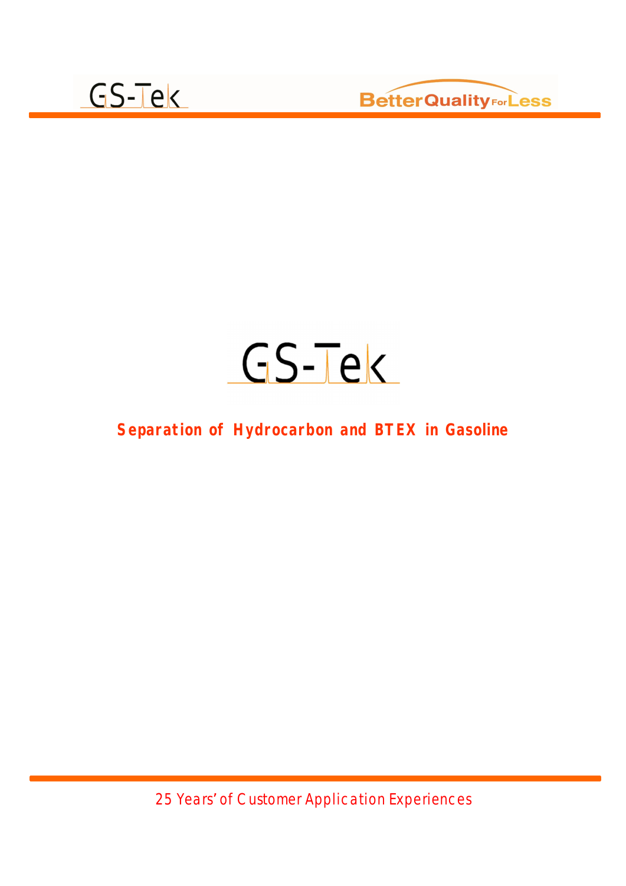GS-Tek

# Separation of Hydrocarbon and BTEX in Gasoline

25 Years' of Customer Application Experiences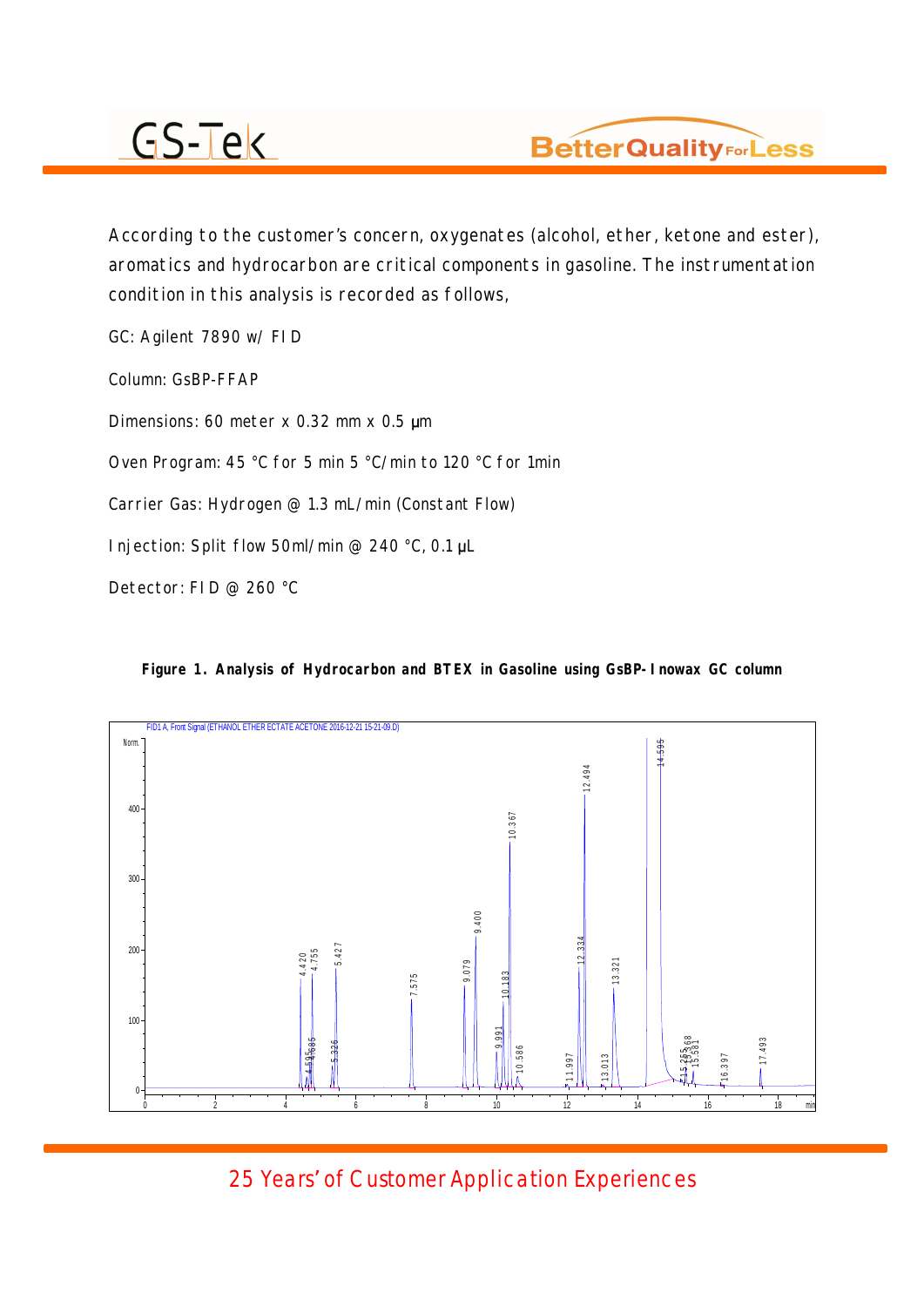According to the customer's concern, oxygenates (alcohol, ether, ketone and ester), aromatics and hydrocarbon are critical components in gasoline. The instrumentation condition in this analysis is recorded as follows,

GC: Agilent 7890 w/ FID

Column: GsBP-FFAP

Dimensions: 60 meter x 0.32 mm x 0.5 μm

Oven Program: 45 °C for 5 min 5 °C/min to 120 °C for 1min

Carrier Gas: Hydrogen @ 1.3 mL/min (Constant Flow)

Injection: Split flow 50ml/min @ 240 °C, 0.1 μL

Detector: FID @ 260 °C

**Figure 1. Analysis of Hydrocarbon and BTEX in Gasoline using GsBP-Inowax GC column**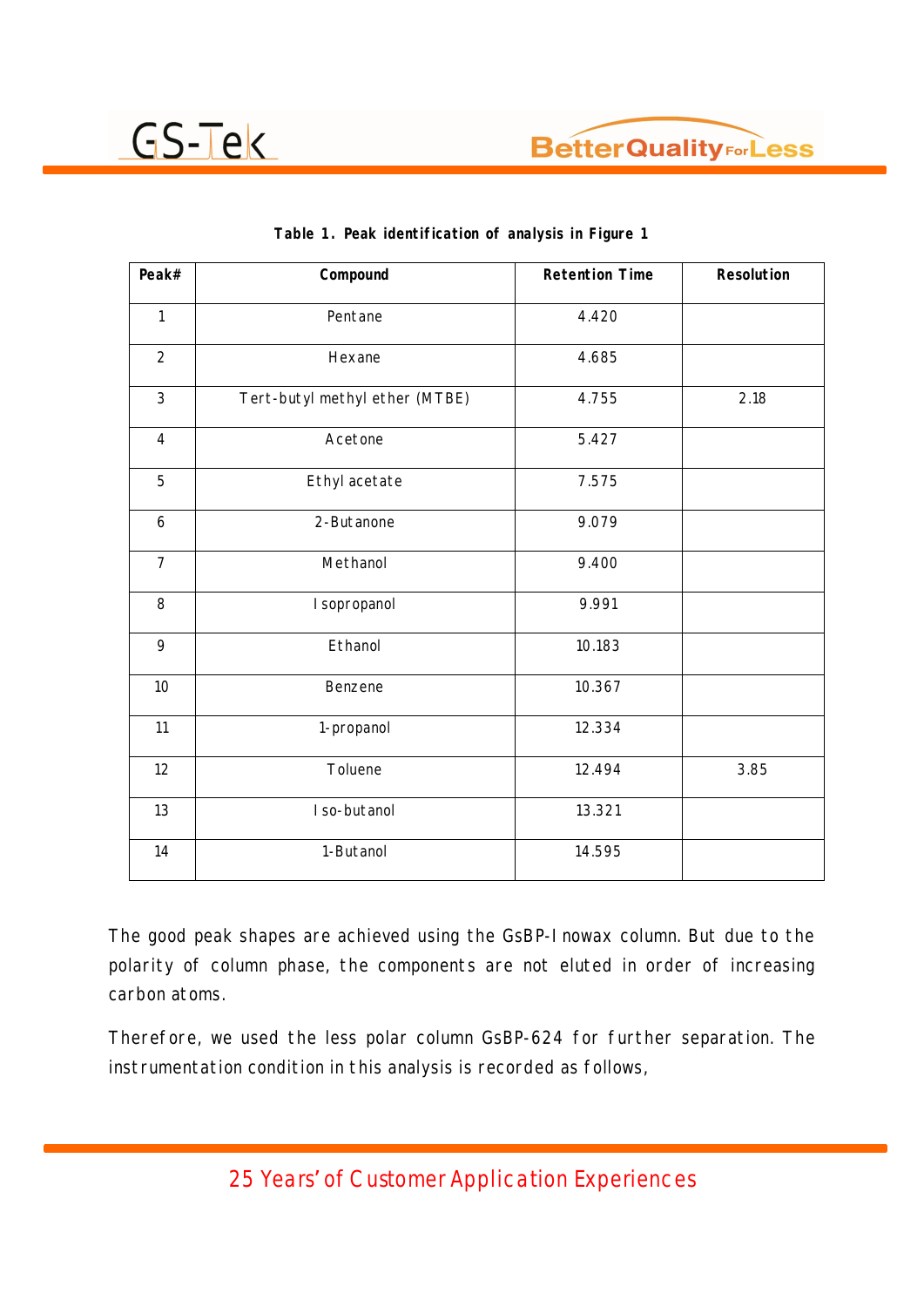**Table 1. Peak identification of analysis in Figure 1**

| Peak# | Compound | Retention Time | Resolution |
|---|---|---|---|
| 1 | Pentane | 4.420 | |
| 2 | Hexane | 4.685 | |
| 3 | Tert-butyl methyl ether (MTBE) | 4.755 | 2.18 |
| 4 | Acetone | 5.427 | |
| 5 | Ethyl acetate | 7.575 | |
| 6 | 2-Butanone | 9.079 | |
| 7 | Methanol | 9.400 | |
| 8 | Isopropanol | 9.991 | |
| 9 | Ethanol | 10.183 | |
| 10 | Benzene | 10.367 | |
| 11 | 1-propanol | 12.334 | |
| 12 | Toluene | 12.494 | 3.85 |
| 13 | Iso-butanol | 13.321 | |
| 14 | 1-Butanol | 14.595 | |

The good peak shapes are achieved using the GsBP-Inowax column. But due to the polarity of column phase, the components are not eluted in order of increasing carbon atoms.

Therefore, we used the less polar column GsBP-624 for further separation. The instrumentation condition in this analysis is recorded as follows,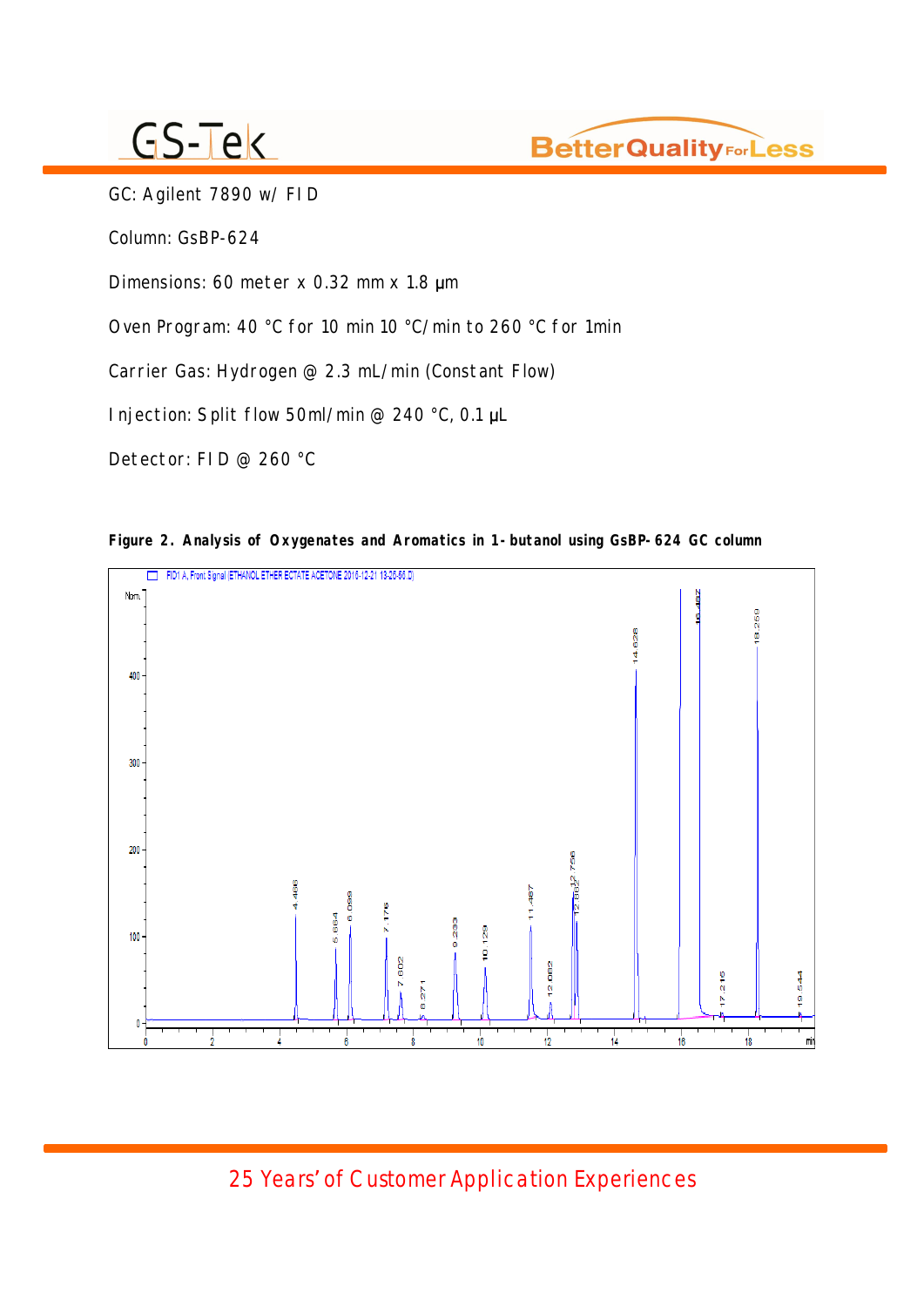GC: Agilent 7890 w/ FID

Column: GsBP-624

Dimensions: 60 meter x 0.32 mm x 1.8 µm

Oven Program: 40 °C for 10 min 10 °C/min to 260 °C for 1min

Carrier Gas: Hydrogen @ 2.3 mL/min (Constant Flow)

Injection: Split flow 50ml/min @ 240 °C, 0.1 µL

Detector: FID @ 260 °C

**Figure 2. Analysis of Oxygenates and Aromatics in 1-butanol using GsBP-624 GC column**

25 Years' of Customer Application Experiences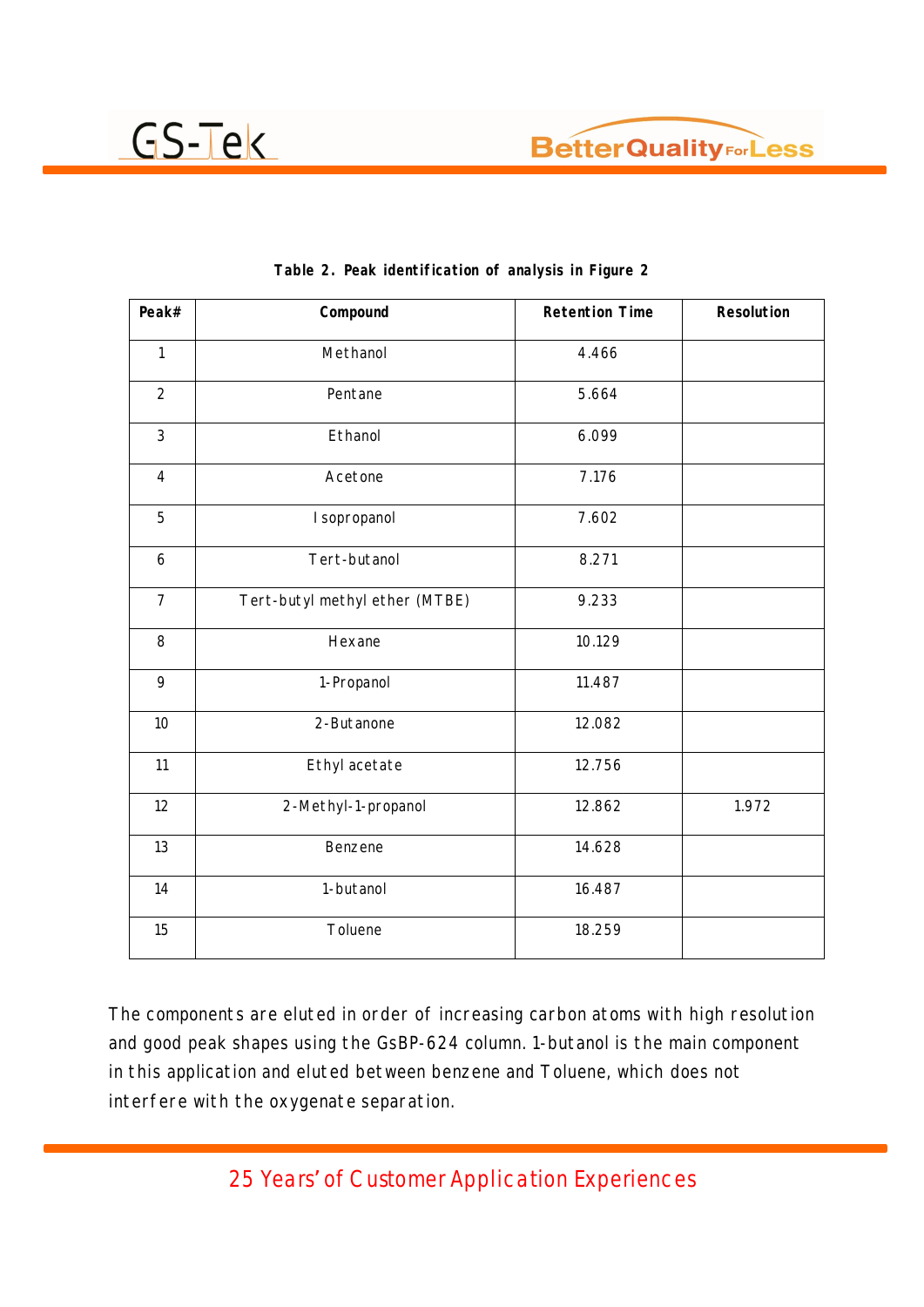**Table 2. Peak identification of analysis in Figure 2**

| Peak# | Compound | Retention Time | Resolution |
|---|---|---|---|
| 1 | Methanol | 4.466 | |
| 2 | Pentane | 5.664 | |
| 3 | Ethanol | 6.099 | |
| 4 | Acetone | 7.176 | |
| 5 | Isopropanol | 7.602 | |
| 6 | Tert-butanol | 8.271 | |
| 7 | Tert-butyl methyl ether (MTBE) | 9.233 | |
| 8 | Hexane | 10.129 | |
| 9 | 1-Propanol | 11.487 | |
| 10 | 2-Butanone | 12.082 | |
| 11 | Ethyl acetate | 12.756 | |
| 12 | 2-Methyl-1-propanol | 12.862 | 1.972 |
| 13 | Benzene | 14.628 | |
| 14 | 1-butanol | 16.487 | |
| 15 | Toluene | 18.259 | |

The components are eluted in order of increasing carbon atoms with high resolution and good peak shapes using the GsBP-624 column. 1-butanol is the main component in this application and eluted between benzene and Toluene, which does not interfere with the oxygenate separation.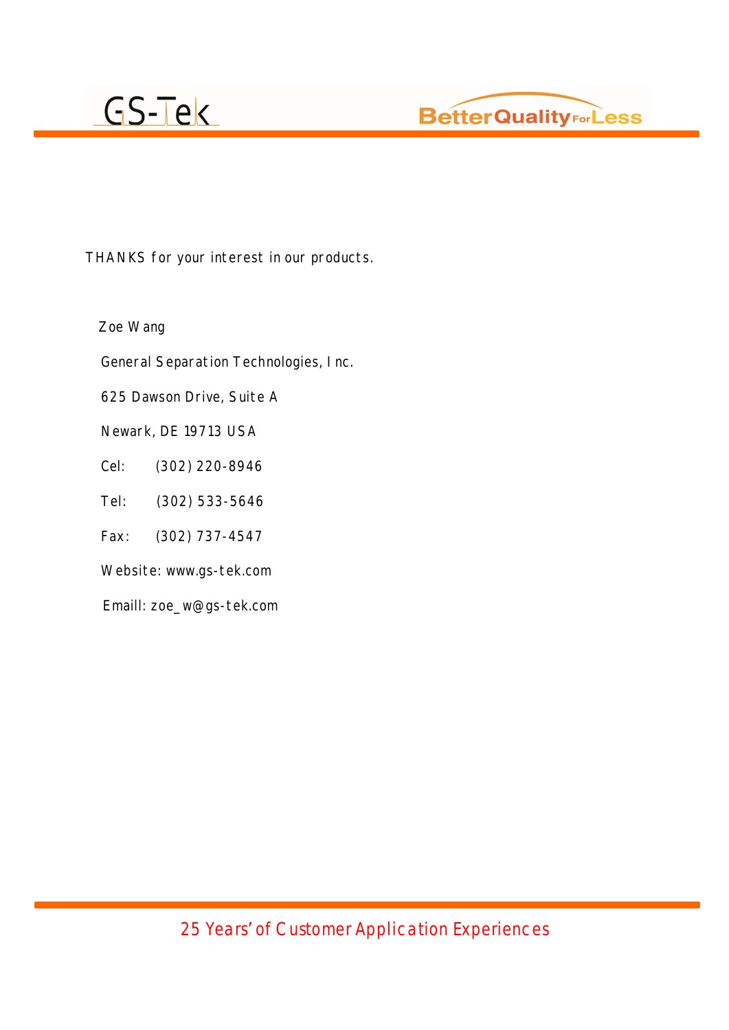THANKS for your interest in our products.

Zoe Wang

General Separation Technologies, Inc.

625 Dawson Drive, Suite A

Newark, DE 19713 USA

Cel: (302) 220-8946

Tel: (302) 533-5646

Fax: (302) 737-4547

Website: www.gs-tek.com

Emaill: zoe_w@gs-tek.com